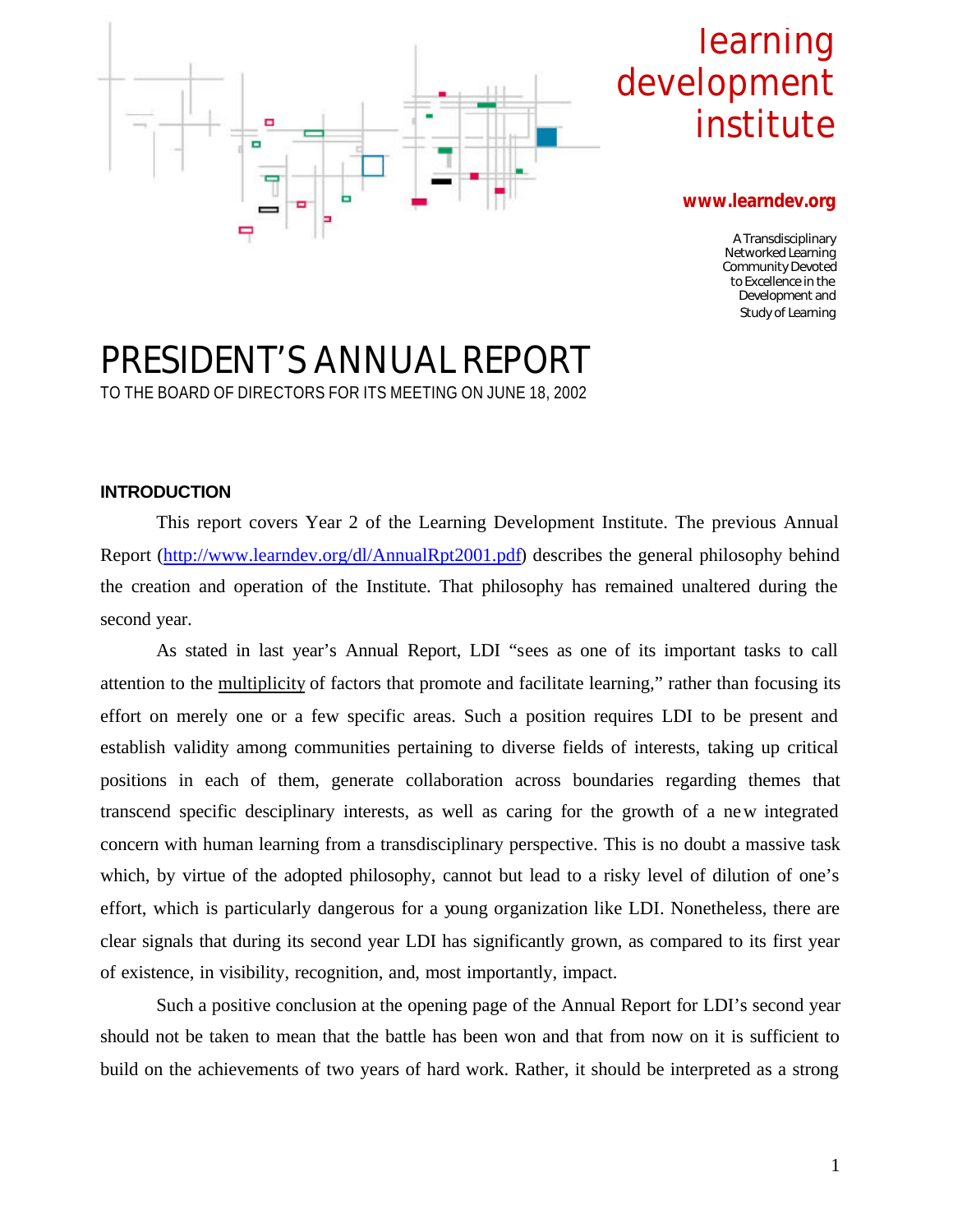learning development institute

**www.learndev.org**

A Transdisciplinary Networked Learning Community Devoted to Excellence in the Development and Study of Learning

# PRESIDENT'S ANNUAL REPORT

TO THE BOARD OF DIRECTORS FOR ITS MEETING ON JUNE 18, 2002

## INTRODUCTION

This report covers Year 2 of the Learning Development Institute. The previous Annual Report (http://www.learndev.org/dl/AnnualRpt2001.pdf) describes the general philosophy behind the creation and operation of the Institute. That philosophy has remained unaltered during the second year.

As stated in last year's Annual Report, LDI "sees as one of its important tasks to call attention to the multiplicity of factors that promote and facilitate learning," rather than focusing its effort on merely one or a few specific areas. Such a position requires LDI to be present and establish validity among communities pertaining to diverse fields of interests, taking up critical positions in each of them, generate collaboration across boundaries regarding themes that transcend specific desciplinary interests, as well as caring for the growth of a new integrated concern with human learning from a transdisciplinary perspective. This is no doubt a massive task which, by virtue of the adopted philosophy, cannot but lead to a risky level of dilution of one's effort, which is particularly dangerous for a young organization like LDI. Nonetheless, there are clear signals that during its second year LDI has significantly grown, as compared to its first year of existence, in visibility, recognition, and, most importantly, impact.

Such a positive conclusion at the opening page of the Annual Report for LDI's second year should not be taken to mean that the battle has been won and that from now on it is sufficient to build on the achievements of two years of hard work. Rather, it should be interpreted as a strong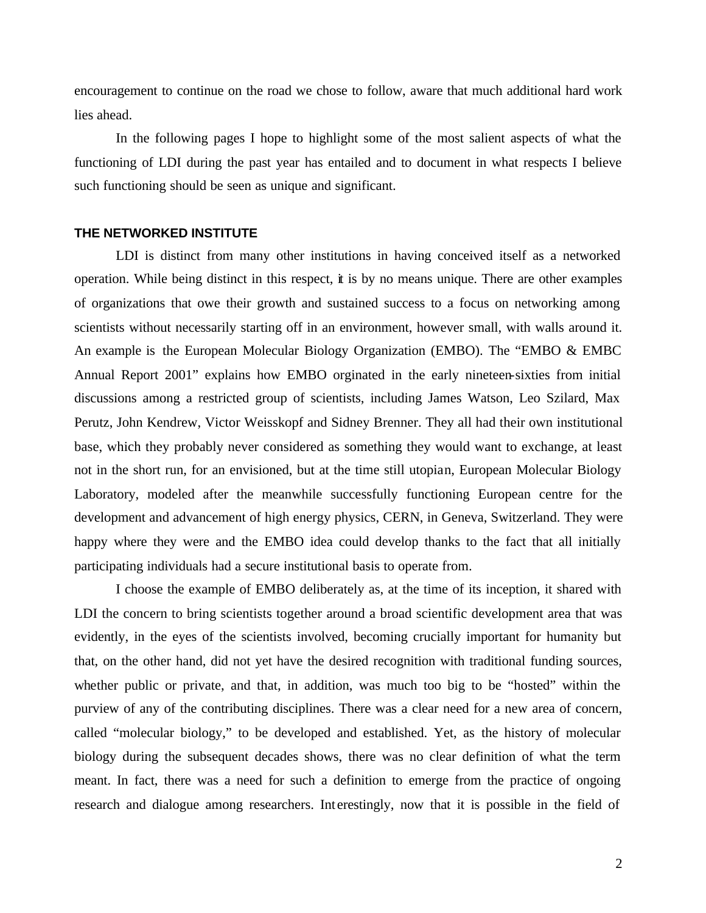encouragement to continue on the road we chose to follow, aware that much additional hard work lies ahead.

In the following pages I hope to highlight some of the most salient aspects of what the functioning of LDI during the past year has entailed and to document in what respects I believe such functioning should be seen as unique and significant.

## THE NETWORKED INSTITUTE

LDI is distinct from many other institutions in having conceived itself as a networked operation. While being distinct in this respect, it is by no means unique. There are other examples of organizations that owe their growth and sustained success to a focus on networking among scientists without necessarily starting off in an environment, however small, with walls around it. An example is the European Molecular Biology Organization (EMBO). The "EMBO & EMBC Annual Report 2001" explains how EMBO orginated in the early nineteen-sixties from initial discussions among a restricted group of scientists, including James Watson, Leo Szilard, Max Perutz, John Kendrew, Victor Weisskopf and Sidney Brenner. They all had their own institutional base, which they probably never considered as something they would want to exchange, at least not in the short run, for an envisioned, but at the time still utopian, European Molecular Biology Laboratory, modeled after the meanwhile successfully functioning European centre for the development and advancement of high energy physics, CERN, in Geneva, Switzerland. They were happy where they were and the EMBO idea could develop thanks to the fact that all initially participating individuals had a secure institutional basis to operate from.

I choose the example of EMBO deliberately as, at the time of its inception, it shared with LDI the concern to bring scientists together around a broad scientific development area that was evidently, in the eyes of the scientists involved, becoming crucially important for humanity but that, on the other hand, did not yet have the desired recognition with traditional funding sources, whether public or private, and that, in addition, was much too big to be "hosted" within the purview of any of the contributing disciplines. There was a clear need for a new area of concern, called "molecular biology," to be developed and established. Yet, as the history of molecular biology during the subsequent decades shows, there was no clear definition of what the term meant. In fact, there was a need for such a definition to emerge from the practice of ongoing research and dialogue among researchers. Interestingly, now that it is possible in the field of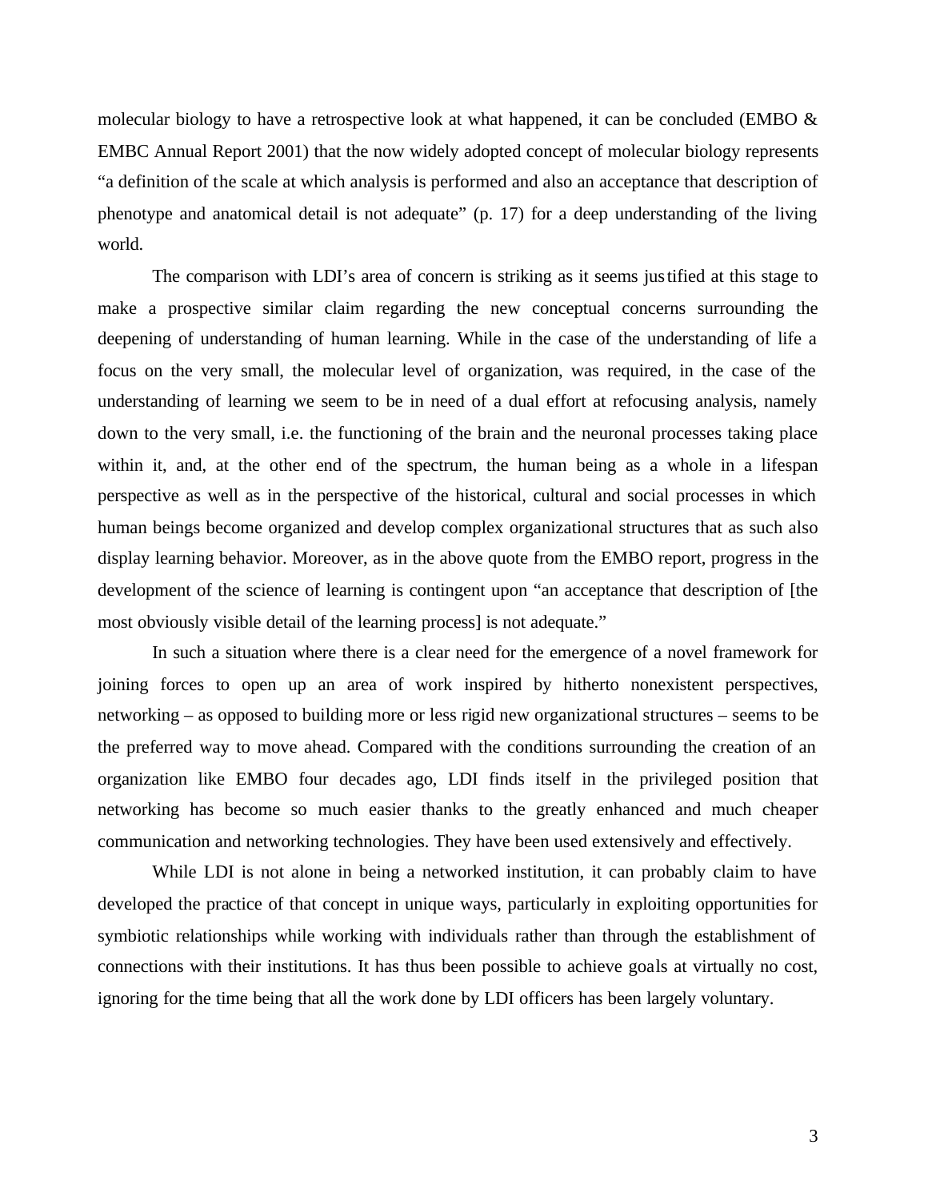molecular biology to have a retrospective look at what happened, it can be concluded (EMBO & EMBC Annual Report 2001) that the now widely adopted concept of molecular biology represents "a definition of the scale at which analysis is performed and also an acceptance that description of phenotype and anatomical detail is not adequate" (p. 17) for a deep understanding of the living world.

The comparison with LDI's area of concern is striking as it seems justified at this stage to make a prospective similar claim regarding the new conceptual concerns surrounding the deepening of understanding of human learning. While in the case of the understanding of life a focus on the very small, the molecular level of organization, was required, in the case of the understanding of learning we seem to be in need of a dual effort at refocusing analysis, namely down to the very small, i.e. the functioning of the brain and the neuronal processes taking place within it, and, at the other end of the spectrum, the human being as a whole in a lifespan perspective as well as in the perspective of the historical, cultural and social processes in which human beings become organized and develop complex organizational structures that as such also display learning behavior. Moreover, as in the above quote from the EMBO report, progress in the development of the science of learning is contingent upon "an acceptance that description of [the most obviously visible detail of the learning process] is not adequate."

In such a situation where there is a clear need for the emergence of a novel framework for joining forces to open up an area of work inspired by hitherto nonexistent perspectives, networking – as opposed to building more or less rigid new organizational structures – seems to be the preferred way to move ahead. Compared with the conditions surrounding the creation of an organization like EMBO four decades ago, LDI finds itself in the privileged position that networking has become so much easier thanks to the greatly enhanced and much cheaper communication and networking technologies. They have been used extensively and effectively.

While LDI is not alone in being a networked institution, it can probably claim to have developed the practice of that concept in unique ways, particularly in exploiting opportunities for symbiotic relationships while working with individuals rather than through the establishment of connections with their institutions. It has thus been possible to achieve goals at virtually no cost, ignoring for the time being that all the work done by LDI officers has been largely voluntary.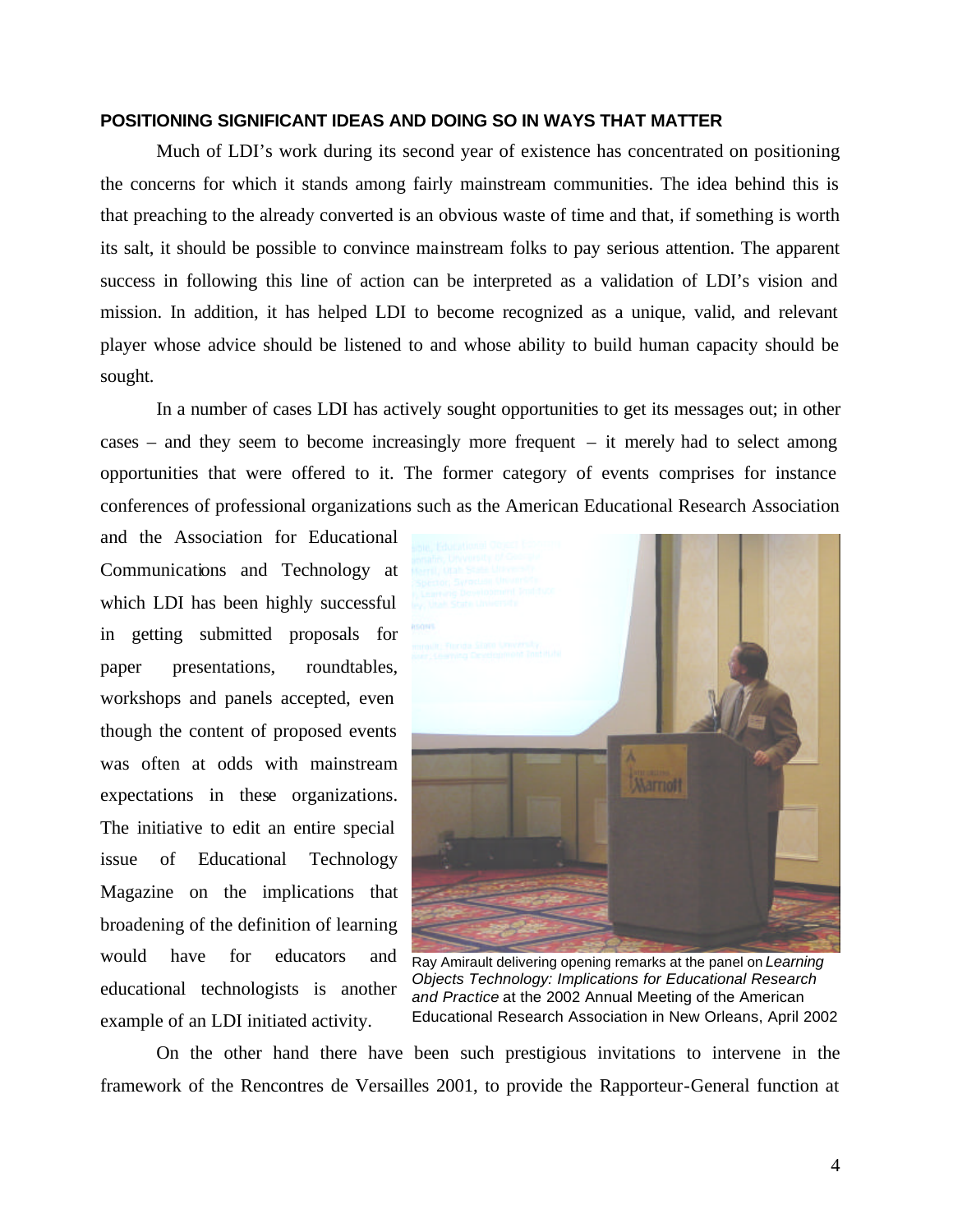**POSITIONING SIGNIFICANT IDEAS AND DOING SO IN WAYS THAT MATTER**

Much of LDI's work during its second year of existence has concentrated on positioning the concerns for which it stands among fairly mainstream communities. The idea behind this is that preaching to the already converted is an obvious waste of time and that, if something is worth its salt, it should be possible to convince mainstream folks to pay serious attention. The apparent success in following this line of action can be interpreted as a validation of LDI's vision and mission. In addition, it has helped LDI to become recognized as a unique, valid, and relevant player whose advice should be listened to and whose ability to build human capacity should be sought.

In a number of cases LDI has actively sought opportunities to get its messages out; in other cases – and they seem to become increasingly more frequent – it merely had to select among opportunities that were offered to it. The former category of events comprises for instance conferences of professional organizations such as the American Educational Research Association and the Association for Educational Communications and Technology at which LDI has been highly successful in getting submitted proposals for paper presentations, roundtables, workshops and panels accepted, even though the content of proposed events was often at odds with mainstream expectations in these organizations. The initiative to edit an entire special issue of Educational Technology Magazine on the implications that broadening of the definition of learning would have for educators and educational technologists is another example of an LDI initiated activity.

Ray Amirault delivering opening remarks at the panel on *Learning Objects Technology: Implications for Educational Research and Practice* at the 2002 Annual Meeting of the American Educational Research Association in New Orleans, April 2002

On the other hand there have been such prestigious invitations to intervene in the framework of the Rencontres de Versailles 2001, to provide the Rapporteur-General function at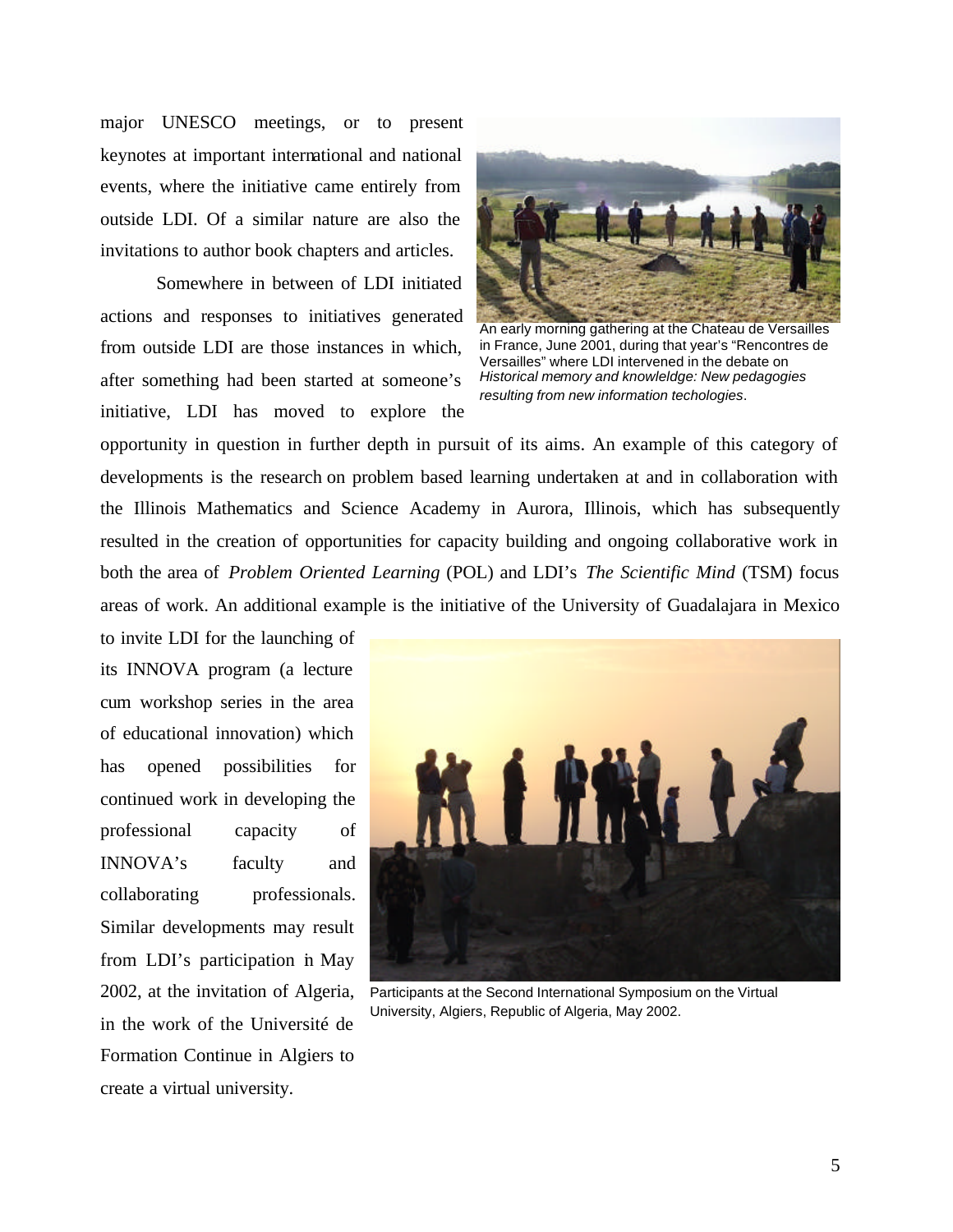major UNESCO meetings, or to present keynotes at important international and national events, where the initiative came entirely from outside LDI. Of a similar nature are also the invitations to author book chapters and articles.

Somewhere in between of LDI initiated actions and responses to initiatives generated from outside LDI are those instances in which, after something had been started at someone's initiative, LDI has moved to explore the opportunity in question in further depth in pursuit of its aims. An example of this category of developments is the research on problem based learning undertaken at and in collaboration with the Illinois Mathematics and Science Academy in Aurora, Illinois, which has subsequently resulted in the creation of opportunities for capacity building and ongoing collaborative work in both the area of *Problem Oriented Learning* (POL) and LDI's *The Scientific Mind* (TSM) focus areas of work. An additional example is the initiative of the University of Guadalajara in Mexico to invite LDI for the launching of its INNOVA program (a lecture cum workshop series in the area of educational innovation) which has opened possibilities for continued work in developing the professional capacity of INNOVA's faculty and collaborating professionals. Similar developments may result from LDI's participation in May 2002, at the invitation of Algeria, in the work of the Université de Formation Continue in Algiers to create a virtual university.

An early morning gathering at the Chateau de Versailles in France, June 2001, during that year's "Rencontres de Versailles" where LDI intervened in the debate on *Historical memory and knowleldge: New pedagogies resulting from new information techologies*.

Participants at the Second International Symposium on the Virtual University, Algiers, Republic of Algeria, May 2002.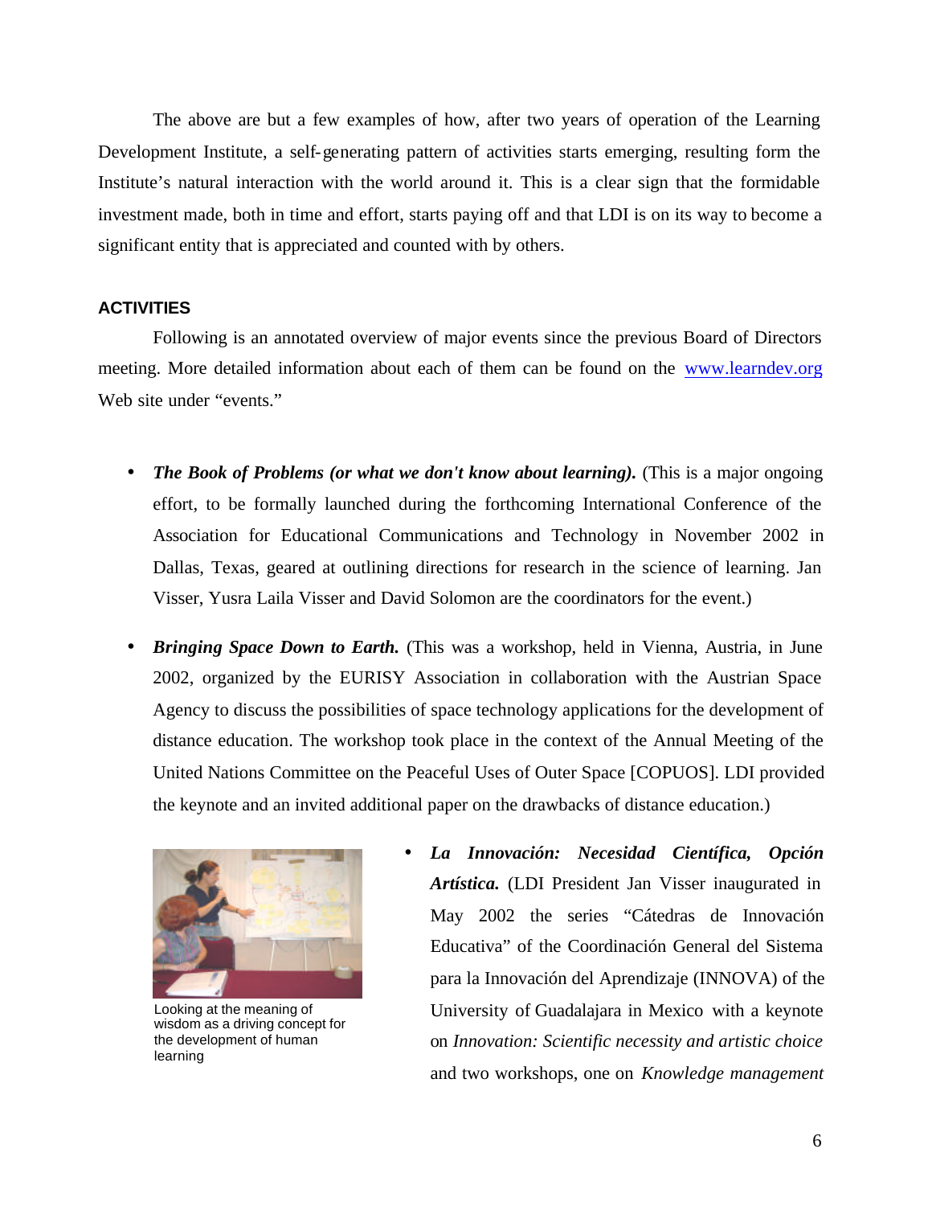The above are but a few examples of how, after two years of operation of the Learning Development Institute, a self-generating pattern of activities starts emerging, resulting form the Institute's natural interaction with the world around it. This is a clear sign that the formidable investment made, both in time and effort, starts paying off and that LDI is on its way to become a significant entity that is appreciated and counted with by others.

## ACTIVITIES

Following is an annotated overview of major events since the previous Board of Directors meeting. More detailed information about each of them can be found on the www.learndev.org Web site under "events."

- ***The Book of Problems (or what we don't know about learning).*** (This is a major ongoing effort, to be formally launched during the forthcoming International Conference of the Association for Educational Communications and Technology in November 2002 in Dallas, Texas, geared at outlining directions for research in the science of learning. Jan Visser, Yusra Laila Visser and David Solomon are the coordinators for the event.)

- ***Bringing Space Down to Earth.*** (This was a workshop, held in Vienna, Austria, in June 2002, organized by the EURISY Association in collaboration with the Austrian Space Agency to discuss the possibilities of space technology applications for the development of distance education. The workshop took place in the context of the Annual Meeting of the United Nations Committee on the Peaceful Uses of Outer Space [COPUOS]. LDI provided the keynote and an invited additional paper on the drawbacks of distance education.)

Looking at the meaning of wisdom as a driving concept for the development of human learning

- ***La Innovación: Necesidad Científica, Opción Artística.*** (LDI President Jan Visser inaugurated in May 2002 the series "Cátedras de Innovación Educativa" of the Coordinación General del Sistema para la Innovación del Aprendizaje (INNOVA) of the University of Guadalajara in Mexico with a keynote on *Innovation: Scientific necessity and artistic choice* and two workshops, one on *Knowledge management*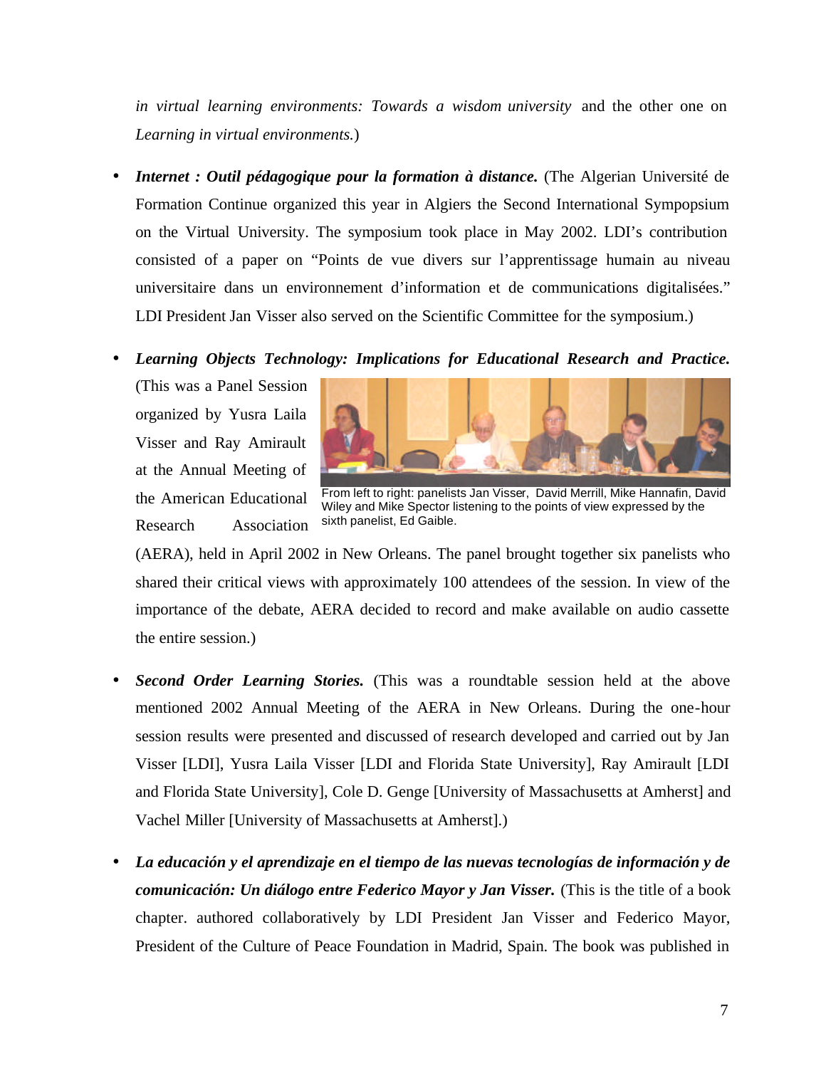*in virtual learning environments: Towards a wisdom university* and the other one on *Learning in virtual environments.*)

- ***Internet : Outil pédagogique pour la formation à distance.*** (The Algerian Université de Formation Continue organized this year in Algiers the Second International Sympopsium on the Virtual University. The symposium took place in May 2002. LDI's contribution consisted of a paper on "Points de vue divers sur l'apprentissage humain au niveau universitaire dans un environnement d'information et de communications digitalisées." LDI President Jan Visser also served on the Scientific Committee for the symposium.)

- ***Learning Objects Technology: Implications for Educational Research and Practice.*** (This was a Panel Session organized by Yusra Laila Visser and Ray Amirault at the Annual Meeting of the American Educational Research Association (AERA), held in April 2002 in New Orleans. The panel brought together six panelists who shared their critical views with approximately 100 attendees of the session. In view of the importance of the debate, AERA decided to record and make available on audio cassette the entire session.)

  From left to right: panelists Jan Visser, David Merrill, Mike Hannafin, David Wiley and Mike Spector listening to the points of view expressed by the sixth panelist, Ed Gaible.

- ***Second Order Learning Stories.*** (This was a roundtable session held at the above mentioned 2002 Annual Meeting of the AERA in New Orleans. During the one-hour session results were presented and discussed of research developed and carried out by Jan Visser [LDI], Yusra Laila Visser [LDI and Florida State University], Ray Amirault [LDI and Florida State University], Cole D. Genge [University of Massachusetts at Amherst] and Vachel Miller [University of Massachusetts at Amherst].)

- ***La educación y el aprendizaje en el tiempo de las nuevas tecnologías de información y de comunicación: Un diálogo entre Federico Mayor y Jan Visser.*** (This is the title of a book chapter. authored collaboratively by LDI President Jan Visser and Federico Mayor, President of the Culture of Peace Foundation in Madrid, Spain. The book was published in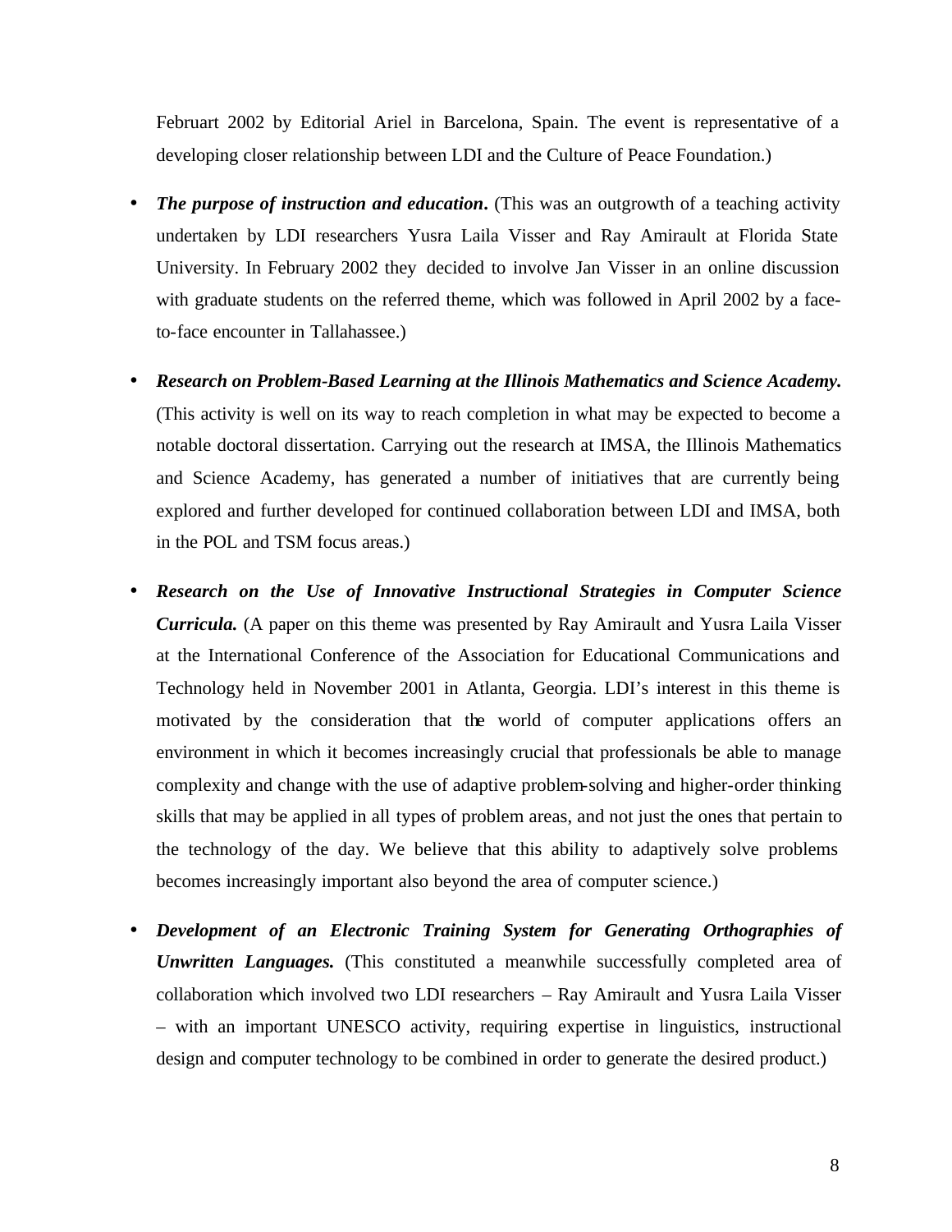Februart 2002 by Editorial Ariel in Barcelona, Spain. The event is representative of a developing closer relationship between LDI and the Culture of Peace Foundation.)

- ***The purpose of instruction and education*.** (This was an outgrowth of a teaching activity undertaken by LDI researchers Yusra Laila Visser and Ray Amirault at Florida State University. In February 2002 they decided to involve Jan Visser in an online discussion with graduate students on the referred theme, which was followed in April 2002 by a face-to-face encounter in Tallahassee.)

- ***Research on Problem-Based Learning at the Illinois Mathematics and Science Academy.*** (This activity is well on its way to reach completion in what may be expected to become a notable doctoral dissertation. Carrying out the research at IMSA, the Illinois Mathematics and Science Academy, has generated a number of initiatives that are currently being explored and further developed for continued collaboration between LDI and IMSA, both in the POL and TSM focus areas.)

- ***Research on the Use of Innovative Instructional Strategies in Computer Science Curricula.*** (A paper on this theme was presented by Ray Amirault and Yusra Laila Visser at the International Conference of the Association for Educational Communications and Technology held in November 2001 in Atlanta, Georgia. LDI's interest in this theme is motivated by the consideration that the world of computer applications offers an environment in which it becomes increasingly crucial that professionals be able to manage complexity and change with the use of adaptive problem-solving and higher-order thinking skills that may be applied in all types of problem areas, and not just the ones that pertain to the technology of the day. We believe that this ability to adaptively solve problems becomes increasingly important also beyond the area of computer science.)

- ***Development of an Electronic Training System for Generating Orthographies of Unwritten Languages.*** (This constituted a meanwhile successfully completed area of collaboration which involved two LDI researchers – Ray Amirault and Yusra Laila Visser – with an important UNESCO activity, requiring expertise in linguistics, instructional design and computer technology to be combined in order to generate the desired product.)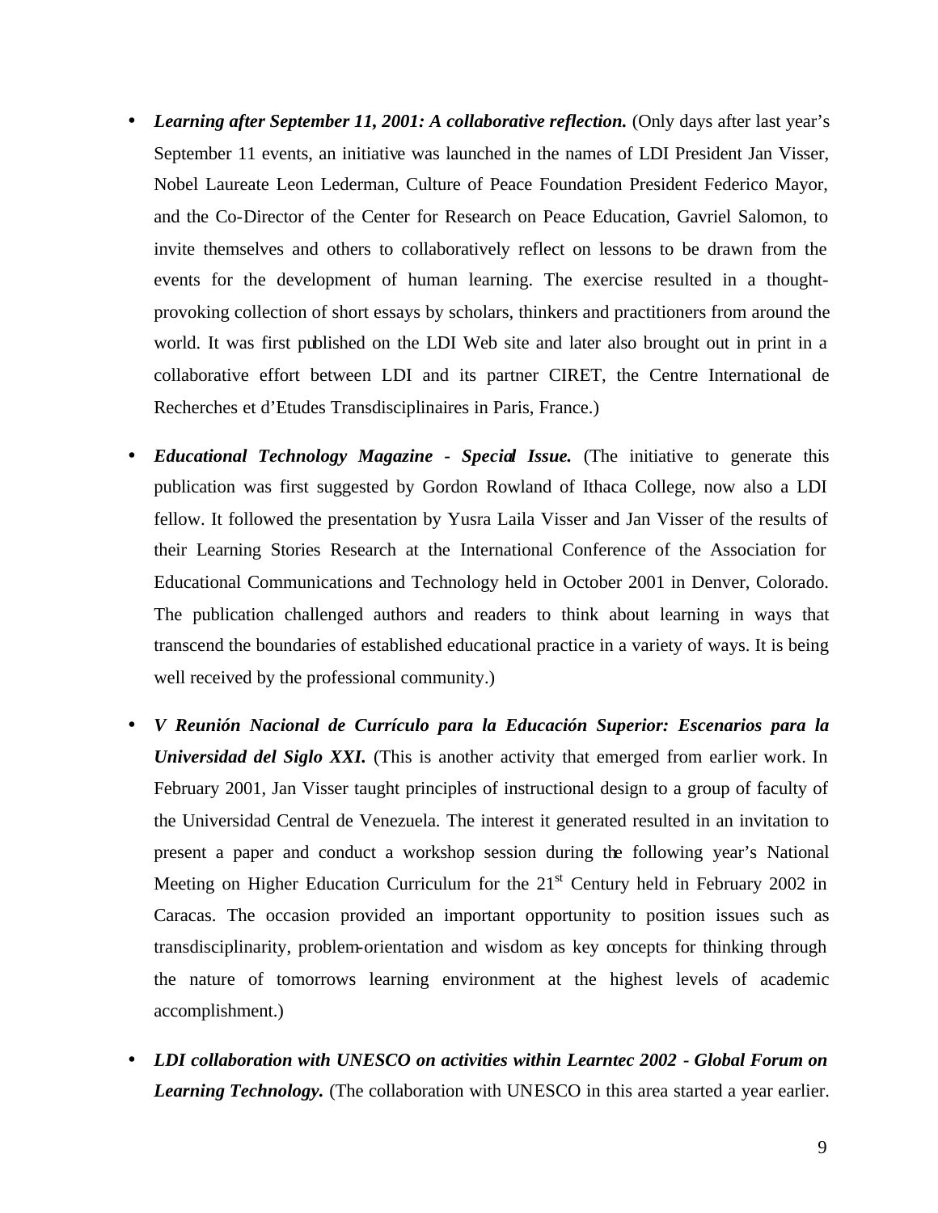- ***Learning after September 11, 2001: A collaborative reflection.*** (Only days after last year's September 11 events, an initiative was launched in the names of LDI President Jan Visser, Nobel Laureate Leon Lederman, Culture of Peace Foundation President Federico Mayor, and the Co-Director of the Center for Research on Peace Education, Gavriel Salomon, to invite themselves and others to collaboratively reflect on lessons to be drawn from the events for the development of human learning. The exercise resulted in a thought-provoking collection of short essays by scholars, thinkers and practitioners from around the world. It was first published on the LDI Web site and later also brought out in print in a collaborative effort between LDI and its partner CIRET, the Centre International de Recherches et d'Etudes Transdisciplinaires in Paris, France.)

- ***Educational Technology Magazine - Special Issue.*** (The initiative to generate this publication was first suggested by Gordon Rowland of Ithaca College, now also a LDI fellow. It followed the presentation by Yusra Laila Visser and Jan Visser of the results of their Learning Stories Research at the International Conference of the Association for Educational Communications and Technology held in October 2001 in Denver, Colorado. The publication challenged authors and readers to think about learning in ways that transcend the boundaries of established educational practice in a variety of ways. It is being well received by the professional community.)

- ***V Reunión Nacional de Currículo para la Educación Superior: Escenarios para la Universidad del Siglo XXI.*** (This is another activity that emerged from earlier work. In February 2001, Jan Visser taught principles of instructional design to a group of faculty of the Universidad Central de Venezuela. The interest it generated resulted in an invitation to present a paper and conduct a workshop session during the following year's National Meeting on Higher Education Curriculum for the 21st Century held in February 2002 in Caracas. The occasion provided an important opportunity to position issues such as transdisciplinarity, problem-orientation and wisdom as key concepts for thinking through the nature of tomorrows learning environment at the highest levels of academic accomplishment.)

- ***LDI collaboration with UNESCO on activities within Learntec 2002 - Global Forum on Learning Technology.*** (The collaboration with UNESCO in this area started a year earlier.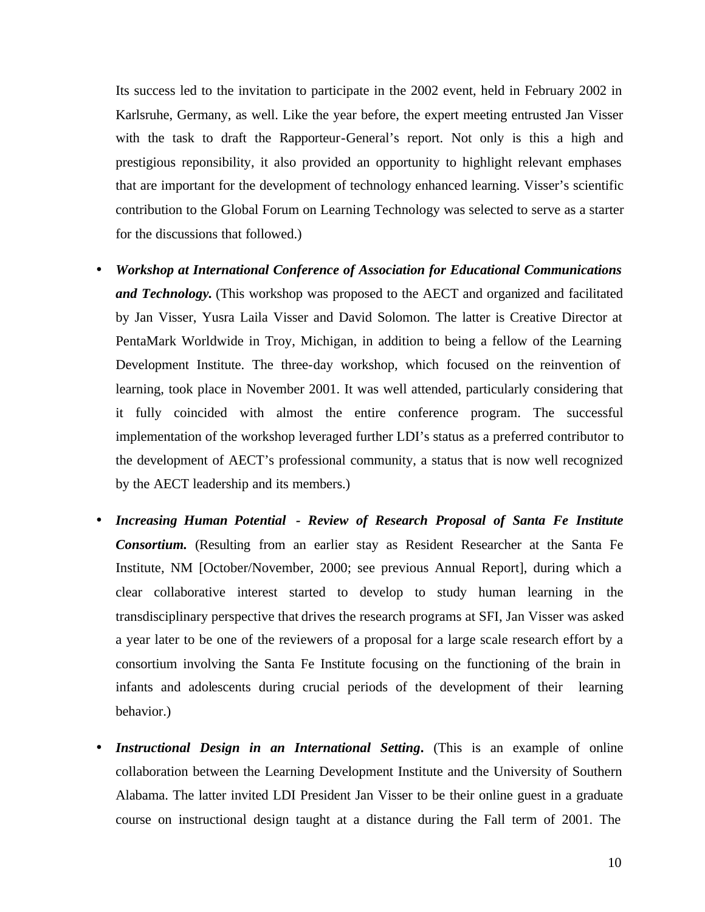Its success led to the invitation to participate in the 2002 event, held in February 2002 in Karlsruhe, Germany, as well. Like the year before, the expert meeting entrusted Jan Visser with the task to draft the Rapporteur-General's report. Not only is this a high and prestigious reponsibility, it also provided an opportunity to highlight relevant emphases that are important for the development of technology enhanced learning. Visser's scientific contribution to the Global Forum on Learning Technology was selected to serve as a starter for the discussions that followed.)

- ***Workshop at International Conference of Association for Educational Communications and Technology.*** (This workshop was proposed to the AECT and organized and facilitated by Jan Visser, Yusra Laila Visser and David Solomon. The latter is Creative Director at PentaMark Worldwide in Troy, Michigan, in addition to being a fellow of the Learning Development Institute. The three-day workshop, which focused on the reinvention of learning, took place in November 2001. It was well attended, particularly considering that it fully coincided with almost the entire conference program. The successful implementation of the workshop leveraged further LDI's status as a preferred contributor to the development of AECT's professional community, a status that is now well recognized by the AECT leadership and its members.)

- ***Increasing Human Potential - Review of Research Proposal of Santa Fe Institute Consortium.*** (Resulting from an earlier stay as Resident Researcher at the Santa Fe Institute, NM [October/November, 2000; see previous Annual Report], during which a clear collaborative interest started to develop to study human learning in the transdisciplinary perspective that drives the research programs at SFI, Jan Visser was asked a year later to be one of the reviewers of a proposal for a large scale research effort by a consortium involving the Santa Fe Institute focusing on the functioning of the brain in infants and adolescents during crucial periods of the development of their learning behavior.)

- ***Instructional Design in an International Setting.*** (This is an example of online collaboration between the Learning Development Institute and the University of Southern Alabama. The latter invited LDI President Jan Visser to be their online guest in a graduate course on instructional design taught at a distance during the Fall term of 2001. The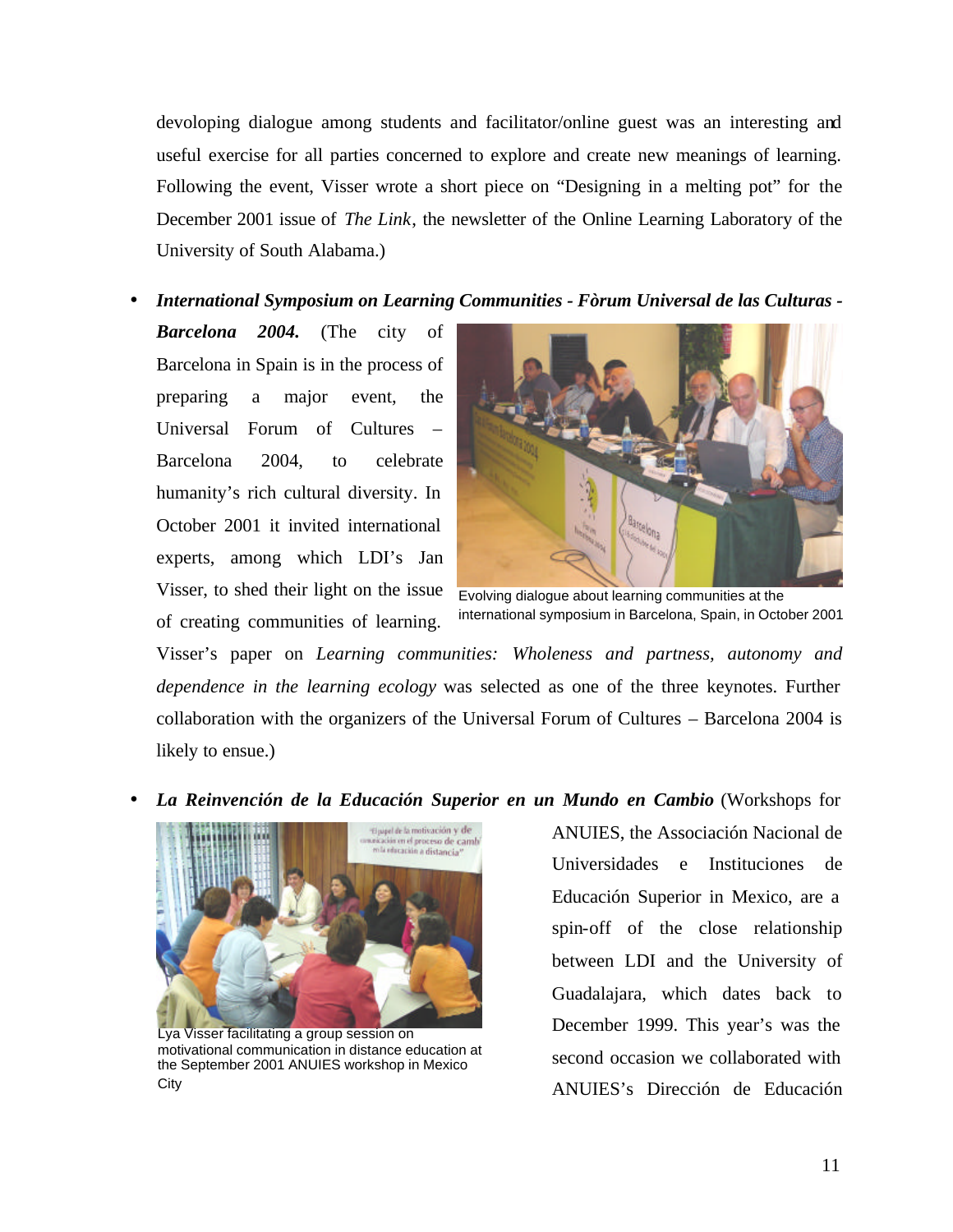devoloping dialogue among students and facilitator/online guest was an interesting and useful exercise for all parties concerned to explore and create new meanings of learning. Following the event, Visser wrote a short piece on "Designing in a melting pot" for the December 2001 issue of *The Link*, the newsletter of the Online Learning Laboratory of the University of South Alabama.)

- ***International Symposium on Learning Communities - Fòrum Universal de las Culturas - Barcelona 2004.*** (The city of Barcelona in Spain is in the process of preparing a major event, the Universal Forum of Cultures – Barcelona 2004, to celebrate humanity's rich cultural diversity. In October 2001 it invited international experts, among which LDI's Jan Visser, to shed their light on the issue of creating communities of learning. Visser's paper on *Learning communities: Wholeness and partness, autonomy and dependence in the learning ecology* was selected as one of the three keynotes. Further collaboration with the organizers of the Universal Forum of Cultures – Barcelona 2004 is likely to ensue.)

Evolving dialogue about learning communities at the international symposium in Barcelona, Spain, in October 2001

- ***La Reinvención de la Educación Superior en un Mundo en Cambio*** (Workshops for ANUIES, the Associación Nacional de Universidades e Instituciones de Educación Superior in Mexico, are a spin-off of the close relationship between LDI and the University of Guadalajara, which dates back to December 1999. This year's was the second occasion we collaborated with ANUIES's Dirección de Educación

Lya Visser facilitating a group session on motivational communication in distance education at the September 2001 ANUIES workshop in Mexico City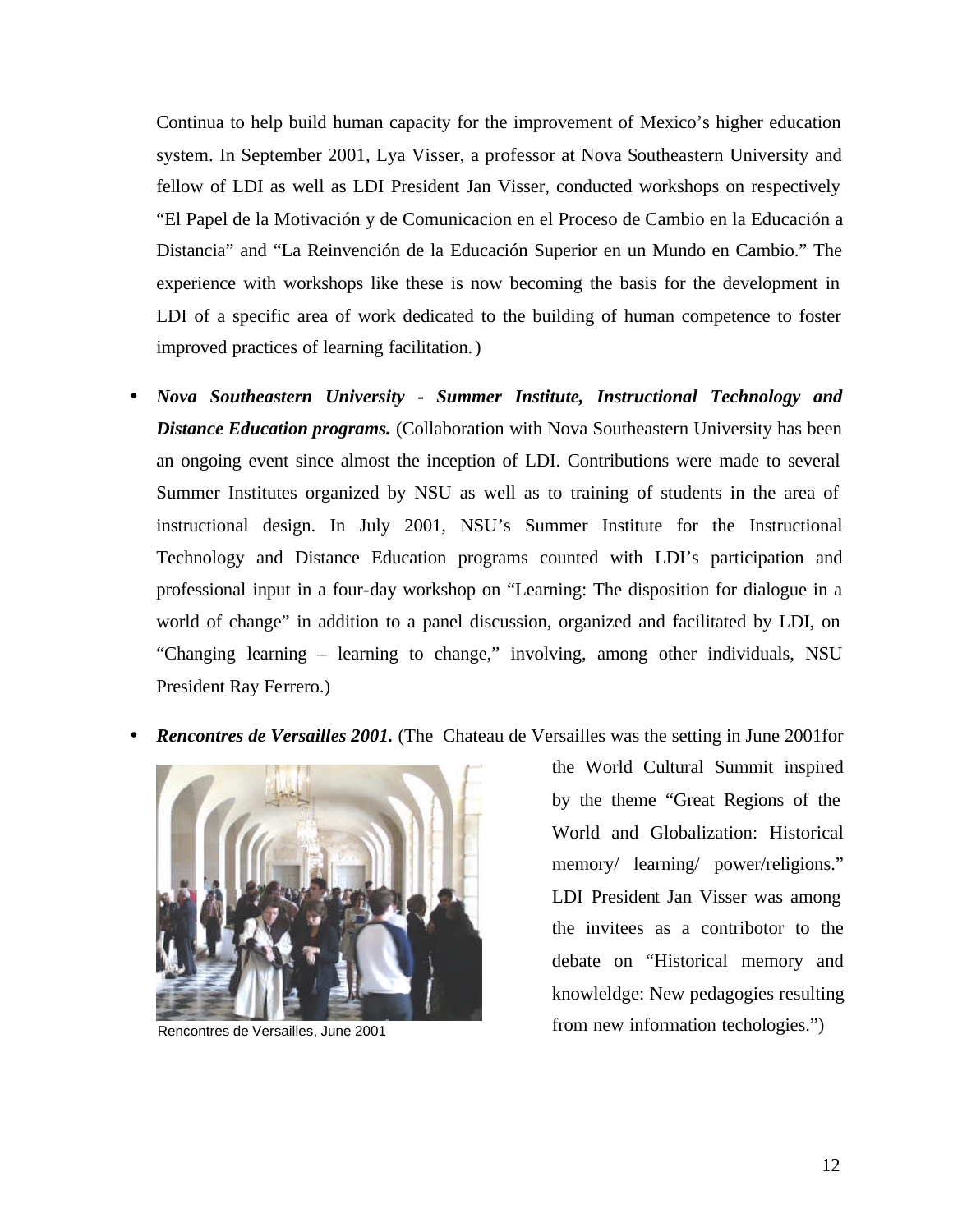Continua to help build human capacity for the improvement of Mexico's higher education system. In September 2001, Lya Visser, a professor at Nova Southeastern University and fellow of LDI as well as LDI President Jan Visser, conducted workshops on respectively "El Papel de la Motivación y de Comunicacion en el Proceso de Cambio en la Educación a Distancia" and "La Reinvención de la Educación Superior en un Mundo en Cambio." The experience with workshops like these is now becoming the basis for the development in LDI of a specific area of work dedicated to the building of human competence to foster improved practices of learning facilitation.)

- ***Nova Southeastern University - Summer Institute, Instructional Technology and Distance Education programs.*** (Collaboration with Nova Southeastern University has been an ongoing event since almost the inception of LDI. Contributions were made to several Summer Institutes organized by NSU as well as to training of students in the area of instructional design. In July 2001, NSU's Summer Institute for the Instructional Technology and Distance Education programs counted with LDI's participation and professional input in a four-day workshop on "Learning: The disposition for dialogue in a world of change" in addition to a panel discussion, organized and facilitated by LDI, on "Changing learning – learning to change," involving, among other individuals, NSU President Ray Ferrero.)
- ***Rencontres de Versailles 2001.*** (The Chateau de Versailles was the setting in June 2001for the World Cultural Summit inspired by the theme "Great Regions of the World and Globalization: Historical memory/ learning/ power/religions." LDI President Jan Visser was among the invitees as a contribotor to the debate on "Historical memory and knowleldge: New pedagogies resulting from new information techologies.")

Rencontres de Versailles, June 2001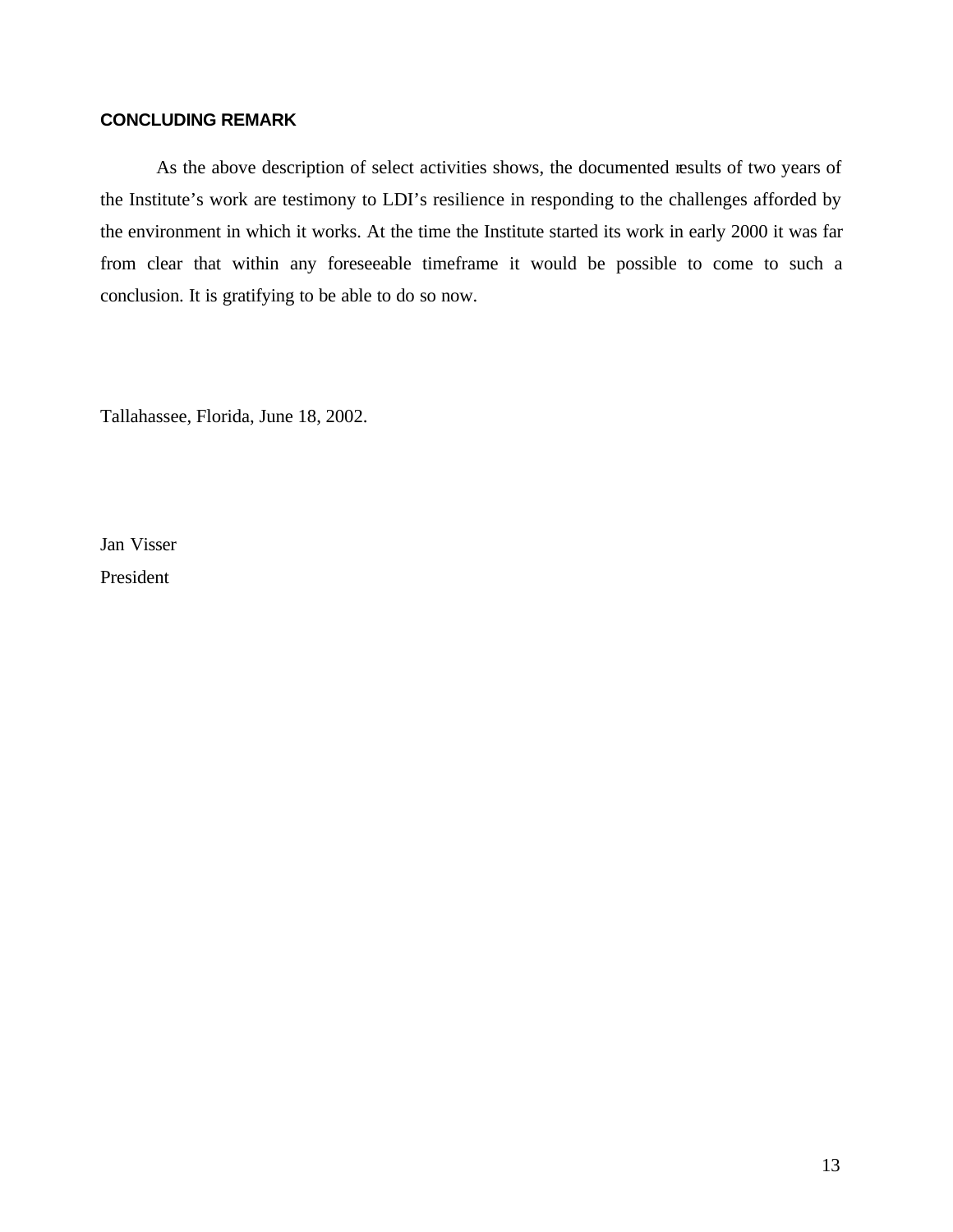## CONCLUDING REMARK

As the above description of select activities shows, the documented results of two years of the Institute's work are testimony to LDI's resilience in responding to the challenges afforded by the environment in which it works. At the time the Institute started its work in early 2000 it was far from clear that within any foreseeable timeframe it would be possible to come to such a conclusion. It is gratifying to be able to do so now.

Tallahassee, Florida, June 18, 2002.

Jan Visser
President